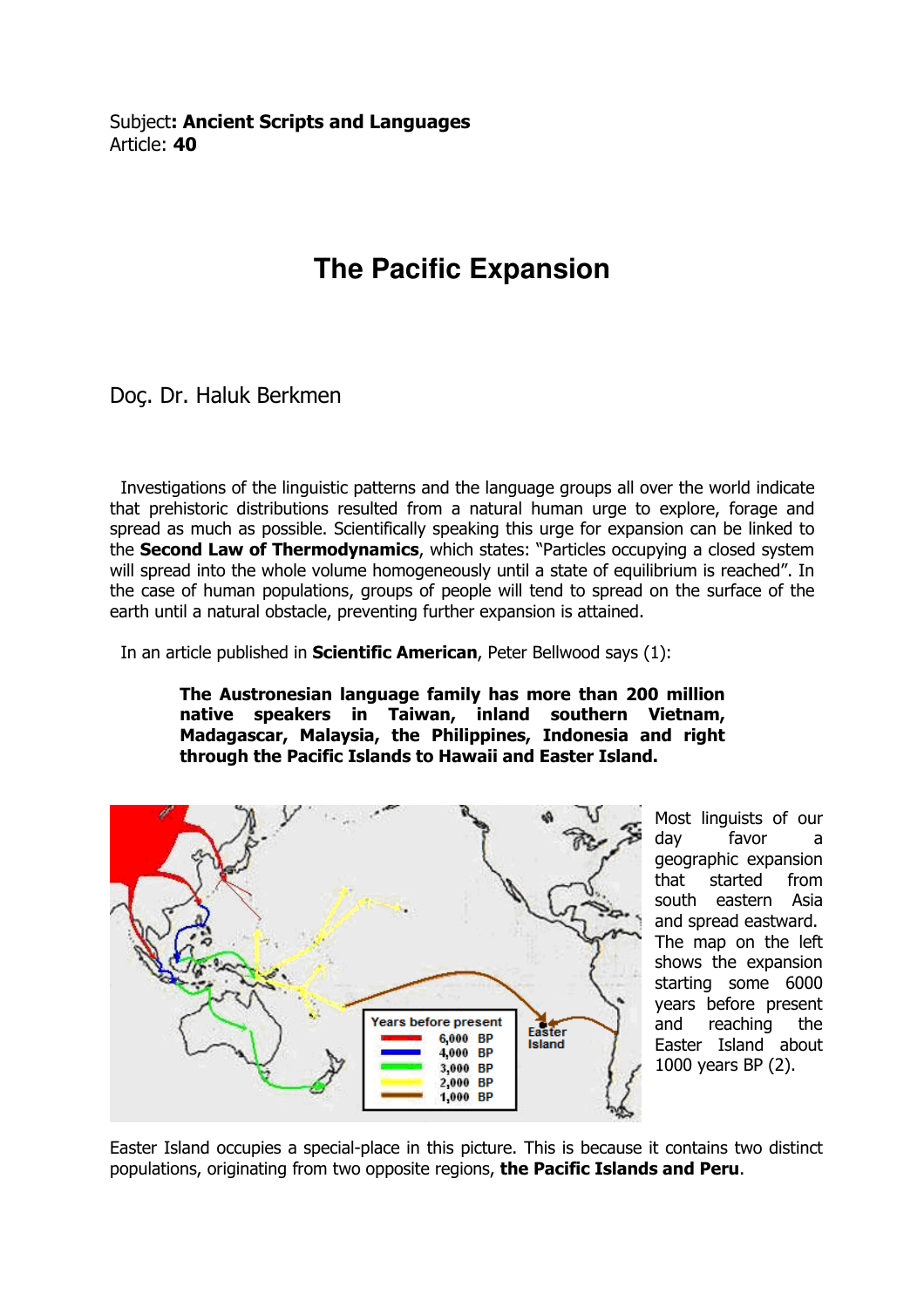Subject**: Ancient Scripts and Languages**
Article: **40**

# The Pacific Expansion

Doç. Dr. Haluk Berkmen

Investigations of the linguistic patterns and the language groups all over the world indicate that prehistoric distributions resulted from a natural human urge to explore, forage and spread as much as possible. Scientifically speaking this urge for expansion can be linked to the **Second Law of Thermodynamics**, which states: "Particles occupying a closed system will spread into the whole volume homogeneously until a state of equilibrium is reached". In the case of human populations, groups of people will tend to spread on the surface of the earth until a natural obstacle, preventing further expansion is attained.

In an article published in **Scientific American**, Peter Bellwood says (1):

> **The Austronesian language family has more than 200 million native speakers in Taiwan, inland southern Vietnam, Madagascar, Malaysia, the Philippines, Indonesia and right through the Pacific Islands to Hawaii and Easter Island.**

Years before present

| | |
|---|---|
| Red | 6,000 BP |
| Blue | 4,000 BP |
| Green | 3,000 BP |
| Yellow | 2,000 BP |
| Brown | 1,000 BP |

Easter Island

Most linguists of our day favor a geographic expansion that started from south eastern Asia and spread eastward. The map on the left shows the expansion starting some 6000 years before present and reaching the Easter Island about 1000 years BP (2).

Easter Island occupies a special-place in this picture. This is because it contains two distinct populations, originating from two opposite regions, **the Pacific Islands and Peru**.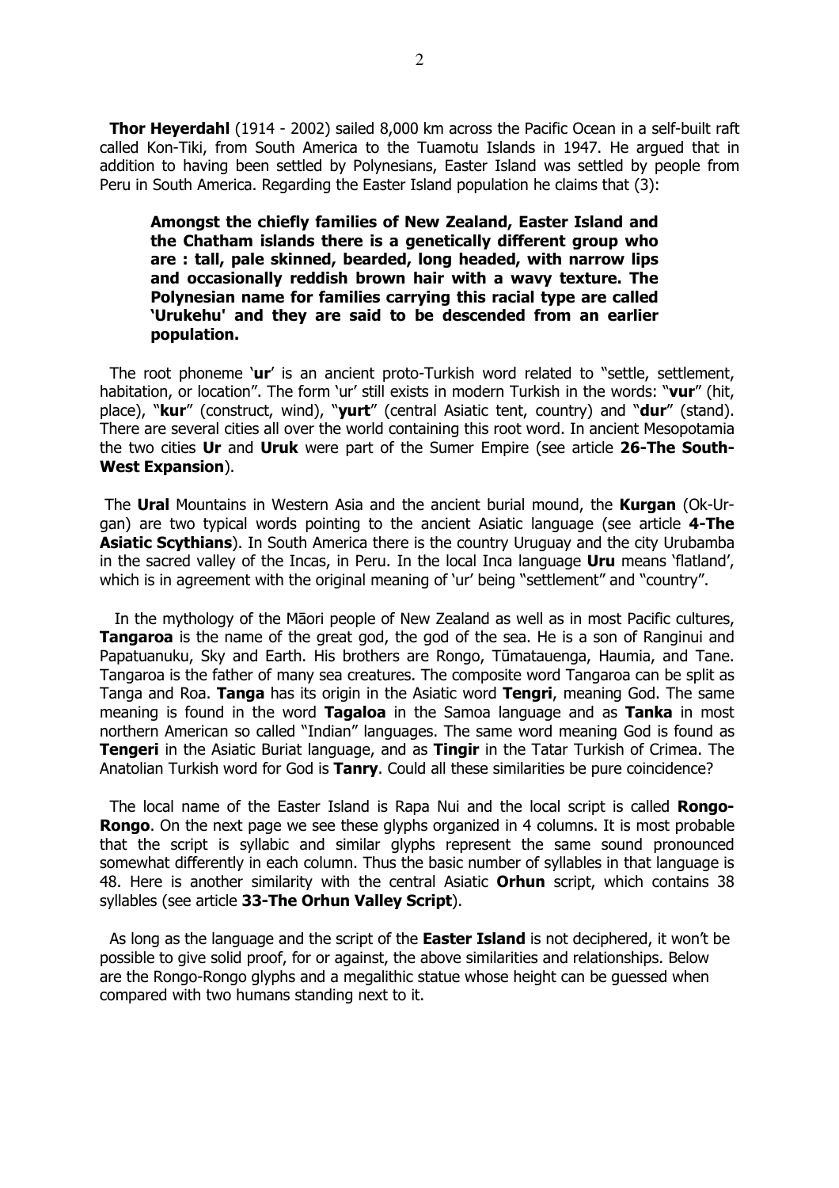**Thor Heyerdahl** (1914 - 2002) sailed 8,000 km across the Pacific Ocean in a self-built raft called Kon-Tiki, from South America to the Tuamotu Islands in 1947. He argued that in addition to having been settled by Polynesians, Easter Island was settled by people from Peru in South America. Regarding the Easter Island population he claims that (3):

> **Amongst the chiefly families of New Zealand, Easter Island and the Chatham islands there is a genetically different group who are : tall, pale skinned, bearded, long headed, with narrow lips and occasionally reddish brown hair with a wavy texture. The Polynesian name for families carrying this racial type are called 'Urukehu' and they are said to be descended from an earlier population.**

The root phoneme '**ur**' is an ancient proto-Turkish word related to "settle, settlement, habitation, or location". The form 'ur' still exists in modern Turkish in the words: "**vur**" (hit, place), "**kur**" (construct, wind), "**yurt**" (central Asiatic tent, country) and "**dur**" (stand). There are several cities all over the world containing this root word. In ancient Mesopotamia the two cities **Ur** and **Uruk** were part of the Sumer Empire (see article **26-The South-West Expansion**).

The **Ural** Mountains in Western Asia and the ancient burial mound, the **Kurgan** (Ok-Ur-gan) are two typical words pointing to the ancient Asiatic language (see article **4-The Asiatic Scythians**). In South America there is the country Uruguay and the city Urubamba in the sacred valley of the Incas, in Peru. In the local Inca language **Uru** means 'flatland', which is in agreement with the original meaning of 'ur' being "settlement" and "country".

In the mythology of the Māori people of New Zealand as well as in most Pacific cultures, **Tangaroa** is the name of the great god, the god of the sea. He is a son of Ranginui and Papatuanuku, Sky and Earth. His brothers are Rongo, Tūmatauenga, Haumia, and Tane. Tangaroa is the father of many sea creatures. The composite word Tangaroa can be split as Tanga and Roa. **Tanga** has its origin in the Asiatic word **Tengri**, meaning God. The same meaning is found in the word **Tagaloa** in the Samoa language and as **Tanka** in most northern American so called "Indian" languages. The same word meaning God is found as **Tengeri** in the Asiatic Buriat language, and as **Tingir** in the Tatar Turkish of Crimea. The Anatolian Turkish word for God is **Tanry**. Could all these similarities be pure coincidence?

The local name of the Easter Island is Rapa Nui and the local script is called **Rongo-Rongo**. On the next page we see these glyphs organized in 4 columns. It is most probable that the script is syllabic and similar glyphs represent the same sound pronounced somewhat differently in each column. Thus the basic number of syllables in that language is 48. Here is another similarity with the central Asiatic **Orhun** script, which contains 38 syllables (see article **33-The Orhun Valley Script**).

As long as the language and the script of the **Easter Island** is not deciphered, it won't be possible to give solid proof, for or against, the above similarities and relationships. Below are the Rongo-Rongo glyphs and a megalithic statue whose height can be guessed when compared with two humans standing next to it.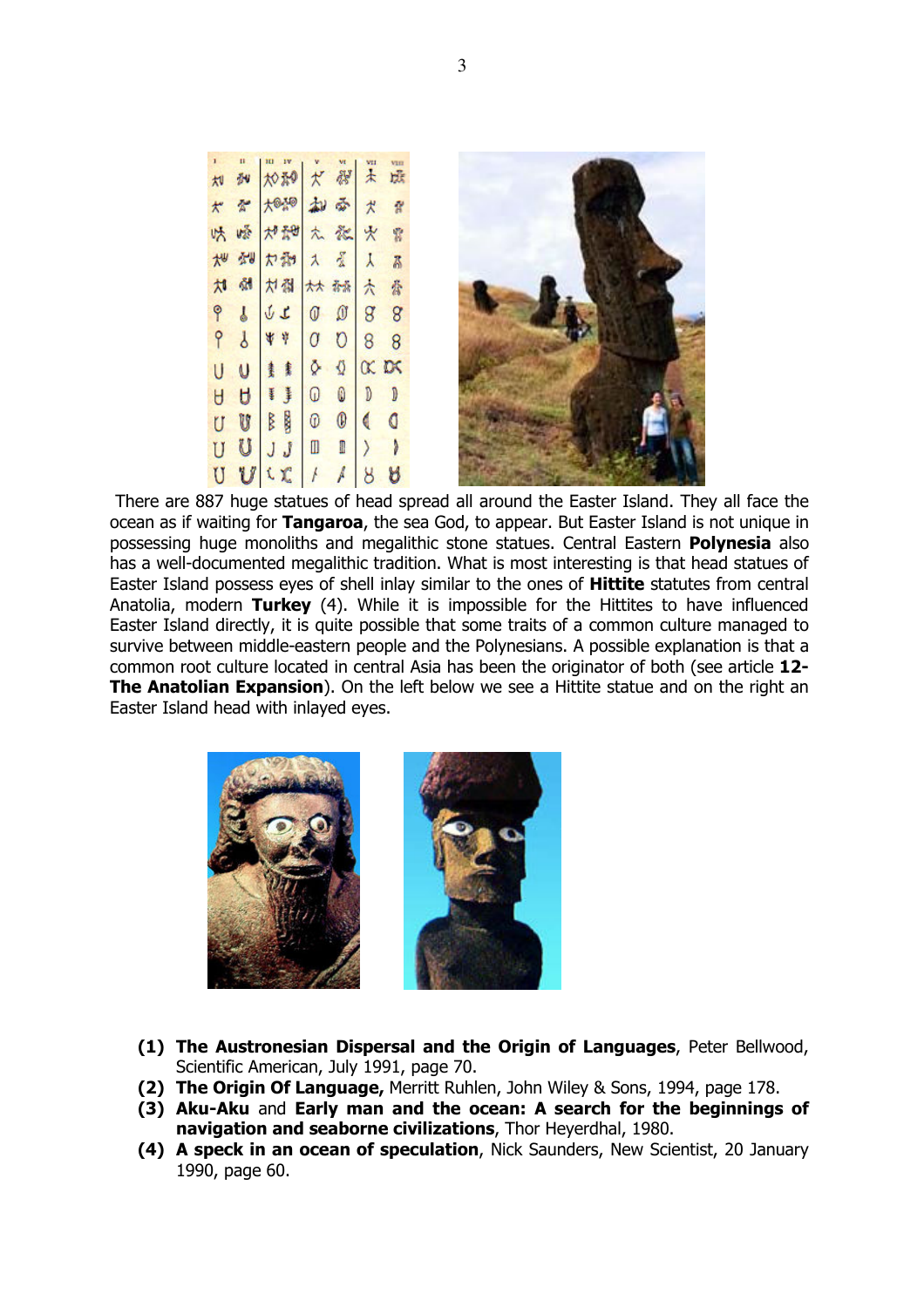There are 887 huge statues of head spread all around the Easter Island. They all face the ocean as if waiting for **Tangaroa**, the sea God, to appear. But Easter Island is not unique in possessing huge monoliths and megalithic stone statues. Central Eastern **Polynesia** also has a well-documented megalithic tradition. What is most interesting is that head statues of Easter Island possess eyes of shell inlay similar to the ones of **Hittite** statutes from central Anatolia, modern **Turkey** (4). While it is impossible for the Hittites to have influenced Easter Island directly, it is quite possible that some traits of a common culture managed to survive between middle-eastern people and the Polynesians. A possible explanation is that a common root culture located in central Asia has been the originator of both (see article **12- The Anatolian Expansion**). On the left below we see a Hittite statue and on the right an Easter Island head with inlayed eyes.

1. **The Austronesian Dispersal and the Origin of Languages**, Peter Bellwood, Scientific American, July 1991, page 70.
2. **The Origin Of Language,** Merritt Ruhlen, John Wiley & Sons, 1994, page 178.
3. **Aku-Aku** and **Early man and the ocean: A search for the beginnings of navigation and seaborne civilizations**, Thor Heyerdhal, 1980.
4. **A speck in an ocean of speculation**, Nick Saunders, New Scientist, 20 January 1990, page 60.